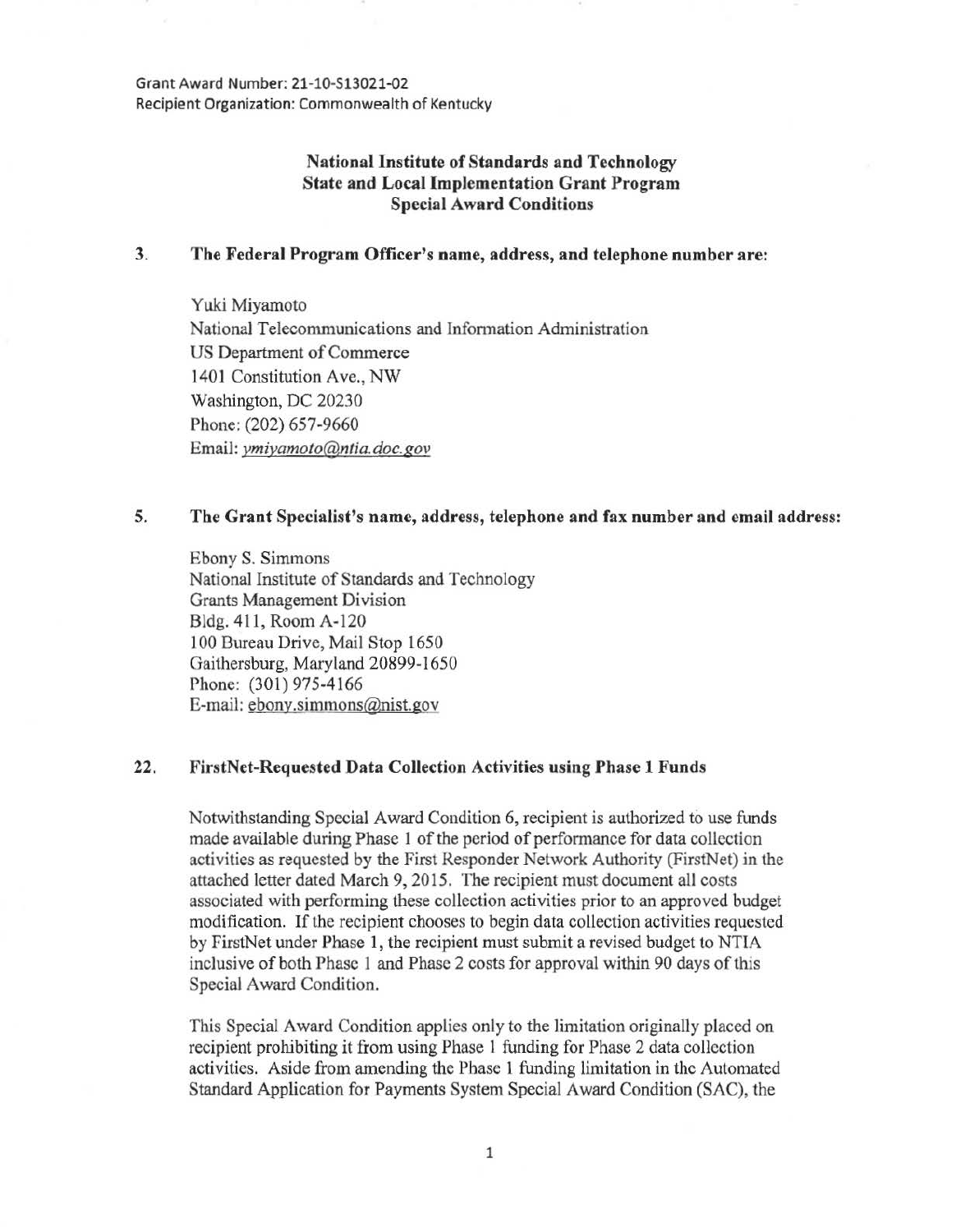Grant Award Number: 21-10-S13021-02
Recipient Organization: Commonwealth of Kentucky

**National Institute of Standards and Technology**
**State and Local Implementation Grant Program**
**Special Award Conditions**

**3. The Federal Program Officer's name, address, and telephone number are:**

Yuki Miyamoto
National Telecommunications and Information Administration
US Department of Commerce
1401 Constitution Ave., NW
Washington, DC 20230
Phone: (202) 657-9660
Email: ymiyamoto@ntia.doc.gov

**5. The Grant Specialist's name, address, telephone and fax number and email address:**

Ebony S. Simmons
National Institute of Standards and Technology
Grants Management Division
Bldg. 411, Room A-120
100 Bureau Drive, Mail Stop 1650
Gaithersburg, Maryland 20899-1650
Phone: (301) 975-4166
E-mail: ebony.simmons@nist.gov

**22. FirstNet-Requested Data Collection Activities using Phase 1 Funds**

Notwithstanding Special Award Condition 6, recipient is authorized to use funds made available during Phase 1 of the period of performance for data collection activities as requested by the First Responder Network Authority (FirstNet) in the attached letter dated March 9, 2015. The recipient must document all costs associated with performing these collection activities prior to an approved budget modification. If the recipient chooses to begin data collection activities requested by FirstNet under Phase 1, the recipient must submit a revised budget to NTIA inclusive of both Phase 1 and Phase 2 costs for approval within 90 days of this Special Award Condition.

This Special Award Condition applies only to the limitation originally placed on recipient prohibiting it from using Phase 1 funding for Phase 2 data collection activities. Aside from amending the Phase 1 funding limitation in the Automated Standard Application for Payments System Special Award Condition (SAC), the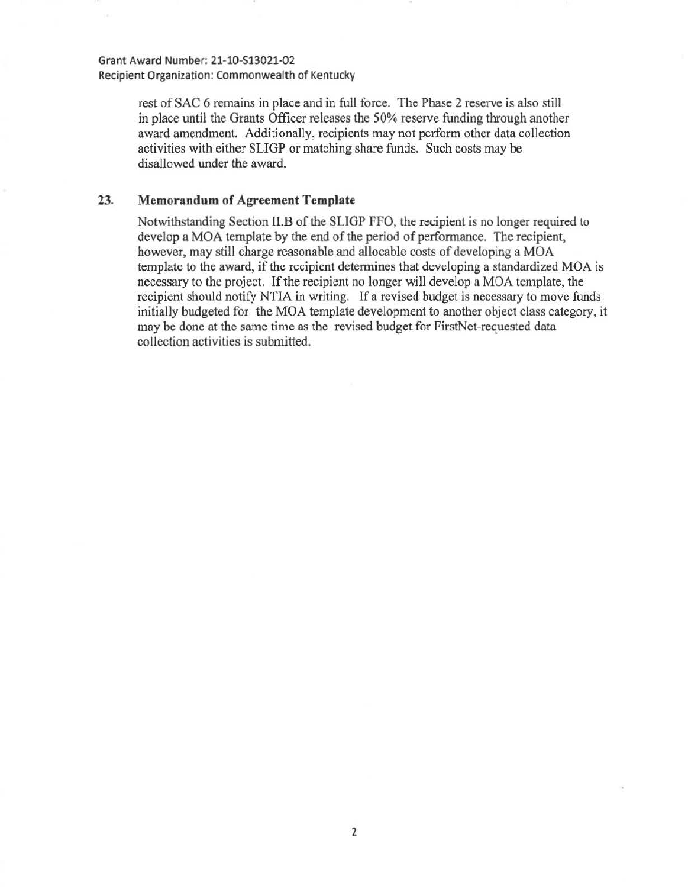rest of SAC 6 remains in place and in full force. The Phase 2 reserve is also still in place until the Grants Officer releases the 50% reserve funding through another award amendment. Additionally, recipients may not perform other data collection activities with either SLIGP or matching share funds. Such costs may be disallowed under the award.

**23. Memorandum of Agreement Template**

Notwithstanding Section II.B of the SLIGP FFO, the recipient is no longer required to develop a MOA template by the end of the period of performance. The recipient, however, may still charge reasonable and allocable costs of developing a MOA template to the award, if the recipient determines that developing a standardized MOA is necessary to the project. If the recipient no longer will develop a MOA template, the recipient should notify NTIA in writing. If a revised budget is necessary to move funds initially budgeted for the MOA template development to another object class category, it may be done at the same time as the revised budget for FirstNet-requested data collection activities is submitted.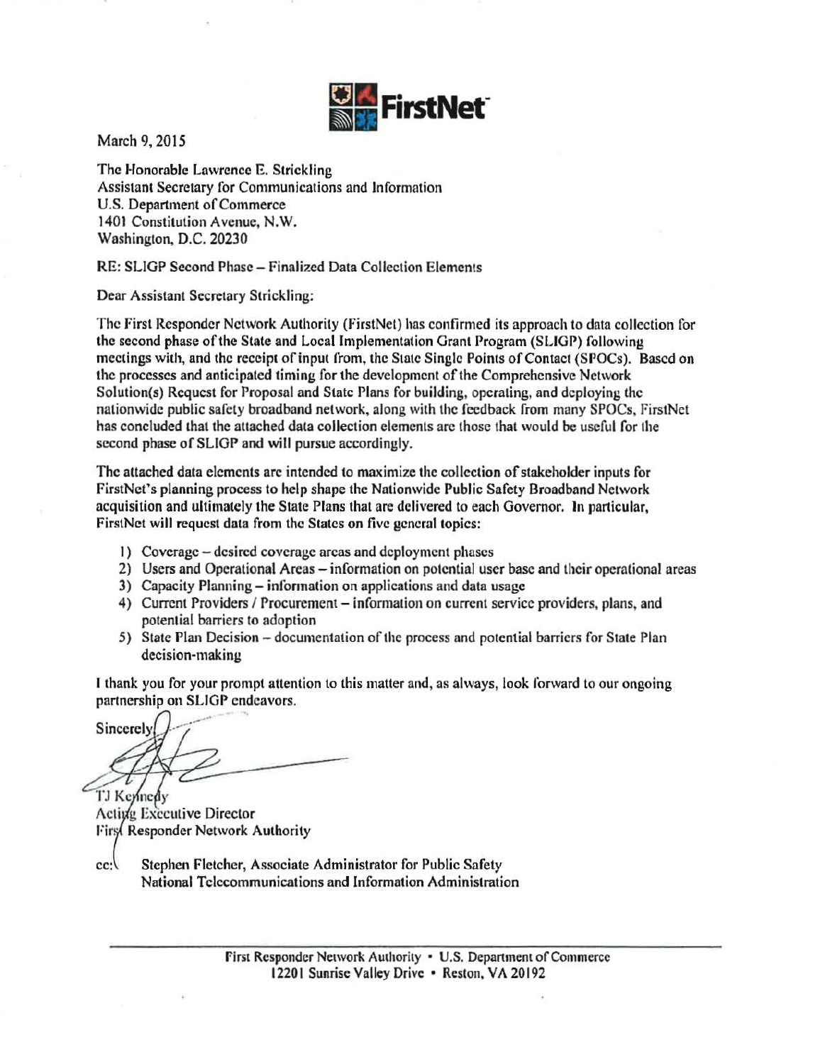FirstNet

March 9, 2015

The Honorable Lawrence E. Strickling
Assistant Secretary for Communications and Information
U.S. Department of Commerce
1401 Constitution Avenue, N.W.
Washington, D.C. 20230

RE: SLIGP Second Phase – Finalized Data Collection Elements

Dear Assistant Secretary Strickling:

The First Responder Network Authority (FirstNet) has confirmed its approach to data collection for the second phase of the State and Local Implementation Grant Program (SLIGP) following meetings with, and the receipt of input from, the State Single Points of Contact (SPOCs). Based on the processes and anticipated timing for the development of the Comprehensive Network Solution(s) Request for Proposal and State Plans for building, operating, and deploying the nationwide public safety broadband network, along with the feedback from many SPOCs, FirstNet has concluded that the attached data collection elements are those that would be useful for the second phase of SLIGP and will pursue accordingly.

The attached data elements are intended to maximize the collection of stakeholder inputs for FirstNet's planning process to help shape the Nationwide Public Safety Broadband Network acquisition and ultimately the State Plans that are delivered to each Governor. In particular, FirstNet will request data from the States on five general topics:

1) Coverage – desired coverage areas and deployment phases
2) Users and Operational Areas – information on potential user base and their operational areas
3) Capacity Planning – information on applications and data usage
4) Current Providers / Procurement – information on current service providers, plans, and potential barriers to adoption
5) State Plan Decision – documentation of the process and potential barriers for State Plan decision-making

I thank you for your prompt attention to this matter and, as always, look forward to our ongoing partnership on SLIGP endeavors.

Sincerely,

TJ Kennedy
Acting Executive Director
First Responder Network Authority

cc: Stephen Fletcher, Associate Administrator for Public Safety
National Telecommunications and Information Administration

First Responder Network Authority • U.S. Department of Commerce
12201 Sunrise Valley Drive • Reston, VA 20192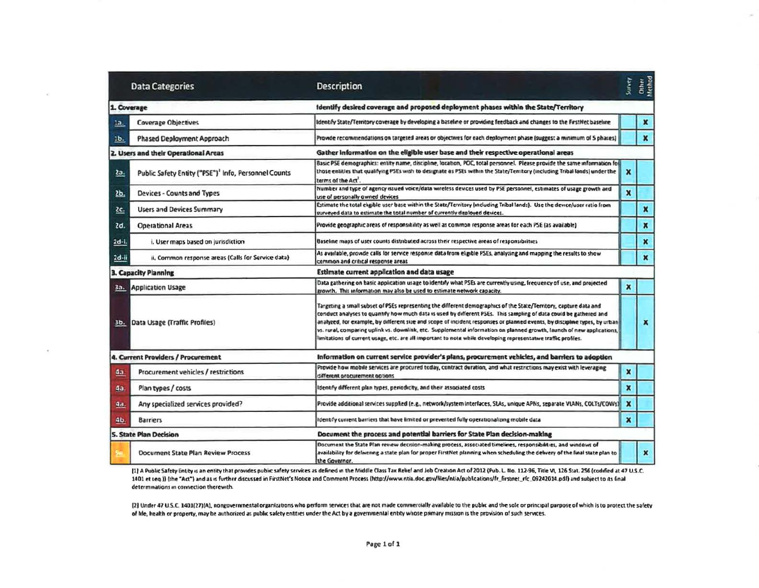| | Data Categories | Description | Survey | Other Method |
|---|---|---|---|---|
| **1. Coverage** | | **Identify desired coverage and proposed deployment phases within the State/Territory** | | |
| 1a. | Coverage Objectives | Identify State/Territory coverage by developing a baseline or providing feedback and changes to the FirstNet baseline | | X |
| 1b. | Phased Deployment Approach | Provide recommendations on targeted areas or objectives for each deployment phase (suggest a minimum of 5 phases) | | X |
| **2. Users and their Operational Areas** | | **Gather information on the eligible user base and their respective operational areas** | | |
| 2a. | Public Safety Entity ("PSE")[1] Info, Personnel Counts | Basic PSE demographics: entity name, discipline, location, POC, total personnel. Please provide the same information for those entities that qualifying PSEs wish to designate as PSEs within the State/Territory (including Tribal lands) under the terms of the Act[2]. | X | |
| 2b. | Devices - Counts and Types | Number and type of agency issued voice/data wireless devices used by PSE personnel, estimates of usage growth and use of personally owned devices | X | |
| 2c. | Users and Devices Summary | Estimate the total eligible user base within the State/Territory (including Tribal lands). Use the device/user ratio from surveyed data to estimate the total number of currently deployed devices. | | X |
| 2d. | Operational Areas | Provide geographic areas of responsibility as well as common response areas for each PSE (as available) | | X |
| 2d-i. | i. User maps based on jurisdiction | Baseline maps of user counts distributed across their respective areas of responsibilities | | X |
| 2d-ii | ii. Common response areas (Calls for Service data) | As available, provide calls for service response data from eligible PSEs, analyzing and mapping the results to show common and critical response areas | | X |
| **3. Capacity Planning** | | **Estimate current application and data usage** | | |
| 3a. | Application Usage | Data gathering on basic application usage to identify what PSEs are currently using, frequency of use, and projected growth. This information may also be used to estimate network capacity. | X | |
| 3b. | Data Usage (Traffic Profiles) | Targeting a small subset of PSEs representing the different demographics of the State/Territory, capture data and conduct analyses to quantify how much data is used by different PSEs. This sampling of data could be gathered and analyzed, for example, by different size and scope of incident responses or planned events, by discipline types, by urban vs. rural, comparing uplink vs. downlink, etc. Supplemental information on planned growth, launch of new applications, limitations of current usage, etc. are all important to note while developing representative traffic profiles. | | X |
| **4. Current Providers / Procurement** | | **Information on current service provider's plans, procurement vehicles, and barriers to adoption** | | |
| 4a. | Procurement vehicles / restrictions | Provide how mobile services are procured today, contract duration, and what restrictions may exist with leveraging different procurement options | X | |
| 4a. | Plan types / costs | Identify different plan types, periodicity, and their associated costs | X | |
| 4a. | Any specialized services provided? | Provide additional services supplied (e.g., network/system interfaces, SLAs, unique APNs, separate VLANs, COLTs/COWs) | X | |
| 4b. | Barriers | Identify current barriers that have limited or prevented fully operationalizing mobile data | X | |
| **5. State Plan Decision** | | **Document the process and potential barriers for State Plan decision-making** | | |
| 5a. | Document State Plan Review Process | Document the State Plan review decision-making process, associated timelines, responsibilities, and windows of availability for delivering a state plan for proper FirstNet planning when scheduling the delivery of the final state plan to the Governor. | | X |

[1] A Public Safety Entity is an entity that provides public safety services as defined in the Middle Class Tax Relief and Job Creation Act of 2012 (Pub. L. No. 112-96, Title VI, 126 Stat. 256 (codified at 47 U.S.C. 1401 et seq.)) (the "Act") and as is further discussed in FirstNet's Notice and Comment Process (http://www.ntia.doc.gov/files/ntia/publications/fr_firstnet_rfc_09242014.pdf) and subject to its final determinations in connection therewith.

[2] Under 47 U.S.C. 1401(27)(A), nongovernmental organizations who perform services that are not made commercially available to the public and the sole or principal purpose of which is to protect the safety of life, health or property, may be authorized as public safety entities under the Act by a governmental entity whose primary mission is the provision of such services.